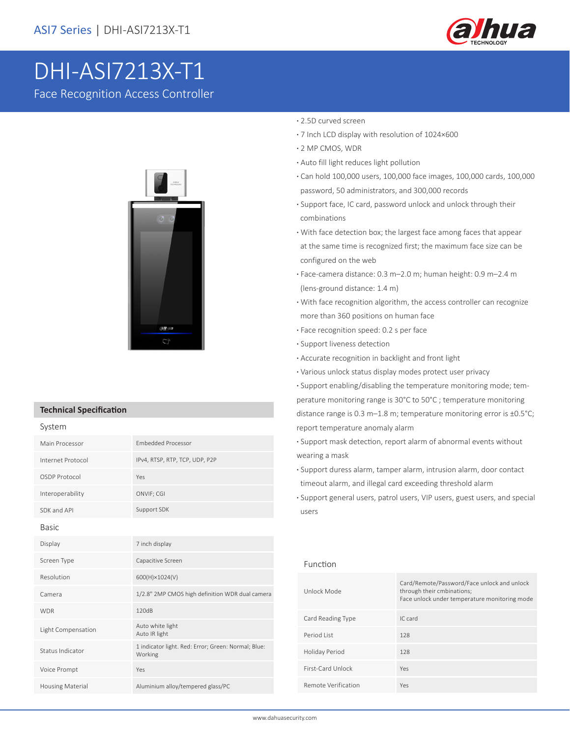# DHI-ASI7213X-T1

Face Recognition Access Controller

- 2.5D curved screen
- 7 Inch LCD display with resolution of 1024×600
- 2 MP CMOS, WDR
- Auto fill light reduces light pollution
- Can hold 100,000 users, 100,000 face images, 100,000 cards, 100,000 password, 50 administrators, and 300,000 records
- Support face, IC card, password unlock and unlock through their combinations
- With face detection box; the largest face among faces that appear at the same time is recognized first; the maximum face size can be configured on the web
- Face-camera distance: 0.3 m–2.0 m; human height: 0.9 m–2.4 m (lens-ground distance: 1.4 m)
- With face recognition algorithm, the access controller can recognize more than 360 positions on human face
- Face recognition speed: 0.2 s per face
- Support liveness detection
- Accurate recognition in backlight and front light
- Various unlock status display modes protect user privacy
- Support enabling/disabling the temperature monitoring mode; temperature monitoring range is 30°C to 50°C ; temperature monitoring distance range is 0.3 m–1.8 m; temperature monitoring error is ±0.5°C; report temperature anomaly alarm
- Support mask detection, report alarm of abnormal events without wearing a mask
- Support duress alarm, tamper alarm, intrusion alarm, door contact timeout alarm, and illegal card exceeding threshold alarm
- Support general users, patrol users, VIP users, guest users, and special users

## Technical Specification

### System

| | |
|---|---|
| Main Processor | Embedded Processor |
| Internet Protocol | IPv4, RTSP, RTP, TCP, UDP, P2P |
| OSDP Protocol | Yes |
| Interoperability | ONVIF; CGI |
| SDK and API | Support SDK |

### Basic

| | |
|---|---|
| Display | 7 inch display |
| Screen Type | Capacitive Screen |
| Resolution | 600(H)×1024(V) |
| Camera | 1/2.8" 2MP CMOS high definition WDR dual camera |
| WDR | 120dB |
| Light Compensation | Auto white light<br>Auto IR light |
| Status Indicator | 1 indicator light. Red: Error; Green: Normal; Blue: Working |
| Voice Prompt | Yes |
| Housing Material | Aluminium alloy/tempered glass/PC |

### Function

| | |
|---|---|
| Unlock Mode | Card/Remote/Password/Face unlock and unlock through their cmbinations;<br>Face unlock under temperature monitoring mode |
| Card Reading Type | IC card |
| Period List | 128 |
| Holiday Period | 128 |
| First-Card Unlock | Yes |
| Remote Verification | Yes |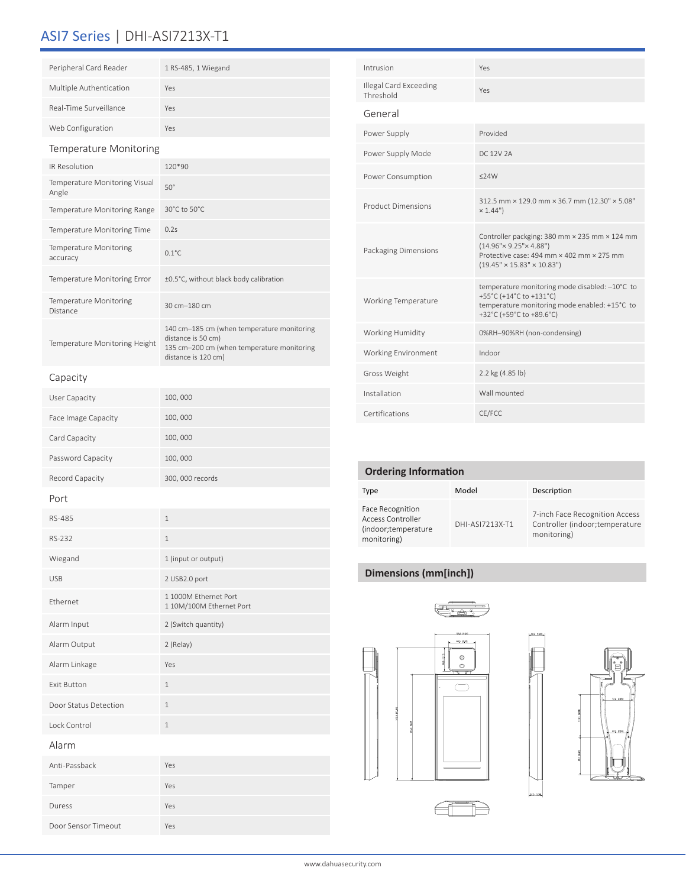# ASI7 Series | DHI-ASI7213X-T1

| | |
|---|---|
| Peripheral Card Reader | 1 RS-485, 1 Wiegand |
| Multiple Authentication | Yes |
| Real-Time Surveillance | Yes |
| Web Configuration | Yes |

## Temperature Monitoring

| | |
|---|---|
| IR Resolution | 120*90 |
| Temperature Monitoring Visual Angle | 50° |
| Temperature Monitoring Range | 30°C to 50°C |
| Temperature Monitoring Time | 0.2s |
| Temperature Monitoring accuracy | 0.1°C |
| Temperature Monitoring Error | ±0.5°C, without black body calibration |
| Temperature Monitoring Distance | 30 cm–180 cm |
| Temperature Monitoring Height | 140 cm–185 cm (when temperature monitoring distance is 50 cm)<br>135 cm–200 cm (when temperature monitoring distance is 120 cm) |

## Capacity

| | |
|---|---|
| User Capacity | 100, 000 |
| Face Image Capacity | 100, 000 |
| Card Capacity | 100, 000 |
| Password Capacity | 100, 000 |
| Record Capacity | 300, 000 records |

## Port

| | |
|---|---|
| RS-485 | 1 |
| RS-232 | 1 |
| Wiegand | 1 (input or output) |
| USB | 2 USB2.0 port |
| Ethernet | 1 1000M Ethernet Port<br>1 10M/100M Ethernet Port |
| Alarm Input | 2 (Switch quantity) |
| Alarm Output | 2 (Relay) |
| Alarm Linkage | Yes |
| Exit Button | 1 |
| Door Status Detection | 1 |
| Lock Control | 1 |

## Alarm

| | |
|---|---|
| Anti-Passback | Yes |
| Tamper | Yes |
| Duress | Yes |
| Door Sensor Timeout | Yes |
| Intrusion | Yes |
| Illegal Card Exceeding Threshold | Yes |

## General

| | |
|---|---|
| Power Supply | Provided |
| Power Supply Mode | DC 12V 2A |
| Power Consumption | ≤24W |
| Product Dimensions | 312.5 mm × 129.0 mm × 36.7 mm (12.30" × 5.08" × 1.44") |
| Packaging Dimensions | Controller packging: 380 mm × 235 mm × 124 mm (14.96"× 9.25"× 4.88")<br>Protective case: 494 mm × 402 mm × 275 mm (19.45" × 15.83" × 10.83") |
| Working Temperature | temperature monitoring mode disabled: –10°C to +55°C (+14°C to +131°C)<br>temperature monitoring mode enabled: +15°C to +32°C (+59°C to +89.6°C) |
| Working Humidity | 0%RH–90%RH (non-condensing) |
| Working Environment | Indoor |
| Gross Weight | 2.2 kg (4.85 lb) |
| Installation | Wall mounted |
| Certifications | CE/FCC |

## Ordering Information

| Type | Model | Description |
|---|---|---|
| Face Recognition Access Controller (indoor;temperature monitoring) | DHI-ASI7213X-T1 | 7-inch Face Recognition Access Controller (indoor;temperature monitoring) |

## Dimensions (mm[inch])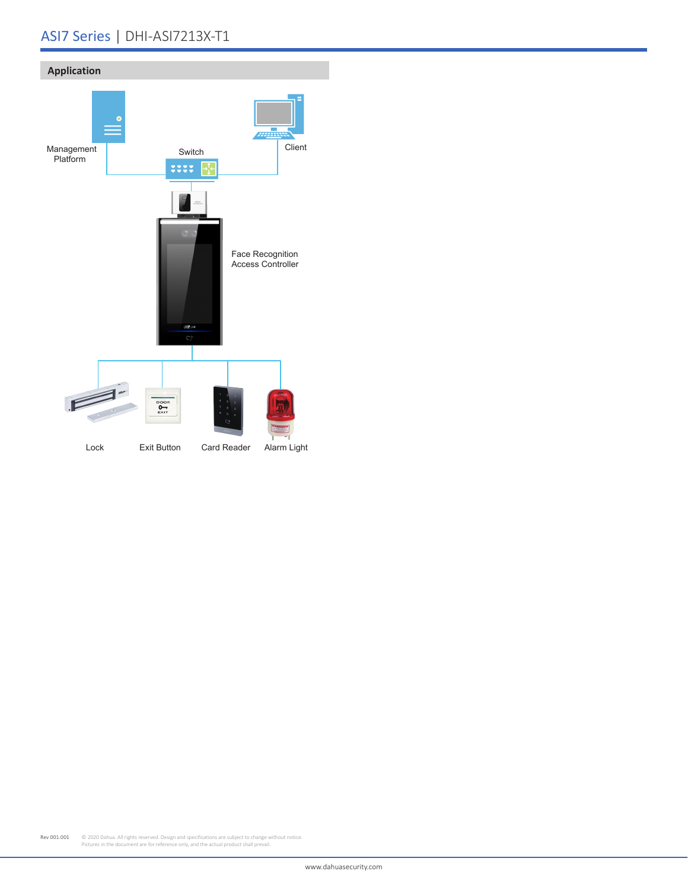## Application

Management Platform

Switch

Client

Face Recognition Access Controller

Lock

Exit Button

Card Reader

Alarm Light

Rev 001.001

© 2020 Dahua. All rights reserved. Design and specifications are subject to change without notice.
Pictures in the document are for reference only, and the actual product shall prevail.

www.dahuasecurity.com